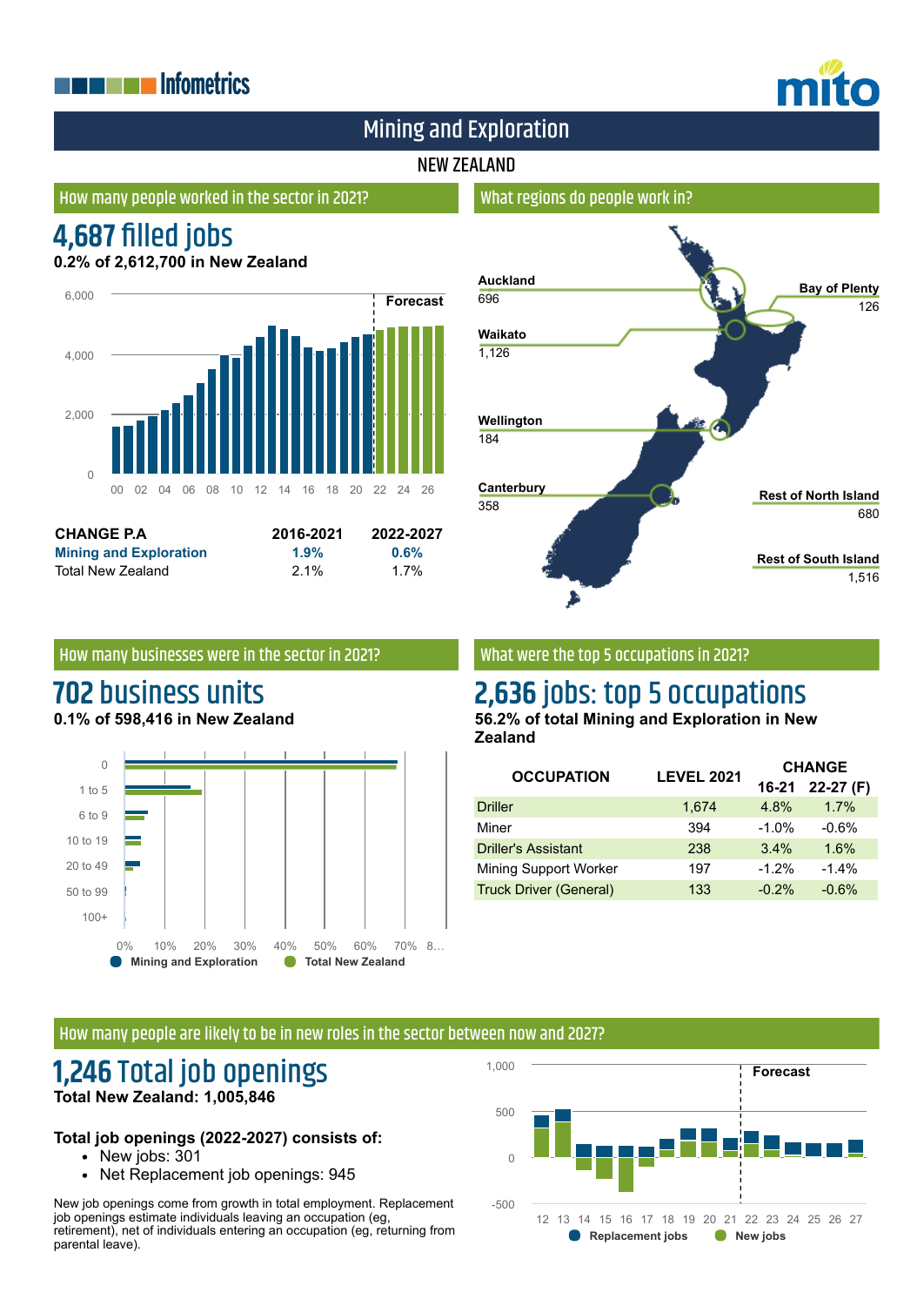Infometrics

mito

# Mining and Exploration

## NEW ZEALAND

### How many people worked in the sector in 2021?

## 4,687 filled jobs

**0.2% of 2,612,700 in New Zealand**

| CHANGE P.A | 2016-2021 | 2022-2027 |
|---|---|---|
| **Mining and Exploration** | **1.9%** | **0.6%** |
| Total New Zealand | 2.1% | 1.7% |

### What regions do people work in?

| Region | Jobs |
|---|---|
| Auckland | 696 |
| Bay of Plenty | 126 |
| Waikato | 1,126 |
| Wellington | 184 |
| Canterbury | 358 |
| Rest of North Island | 680 |
| Rest of South Island | 1,516 |

### How many businesses were in the sector in 2021?

## 702 business units

**0.1% of 598,416 in New Zealand**

### What were the top 5 occupations in 2021?

## 2,636 jobs: top 5 occupations

**56.2% of total Mining and Exploration in New Zealand**

| OCCUPATION | LEVEL 2021 | CHANGE 16-21 | CHANGE 22-27 (F) |
|---|---|---|---|
| Driller | 1,674 | 4.8% | 1.7% |
| Miner | 394 | -1.0% | -0.6% |
| Driller's Assistant | 238 | 3.4% | 1.6% |
| Mining Support Worker | 197 | -1.2% | -1.4% |
| Truck Driver (General) | 133 | -0.2% | -0.6% |

### How many people are likely to be in new roles in the sector between now and 2027?

## 1,246 Total job openings

**Total New Zealand: 1,005,846**

**Total job openings (2022-2027) consists of:**

- New jobs: 301
- Net Replacement job openings: 945

New job openings come from growth in total employment. Replacement job openings estimate individuals leaving an occupation (eg, retirement), net of individuals entering an occupation (eg, returning from parental leave).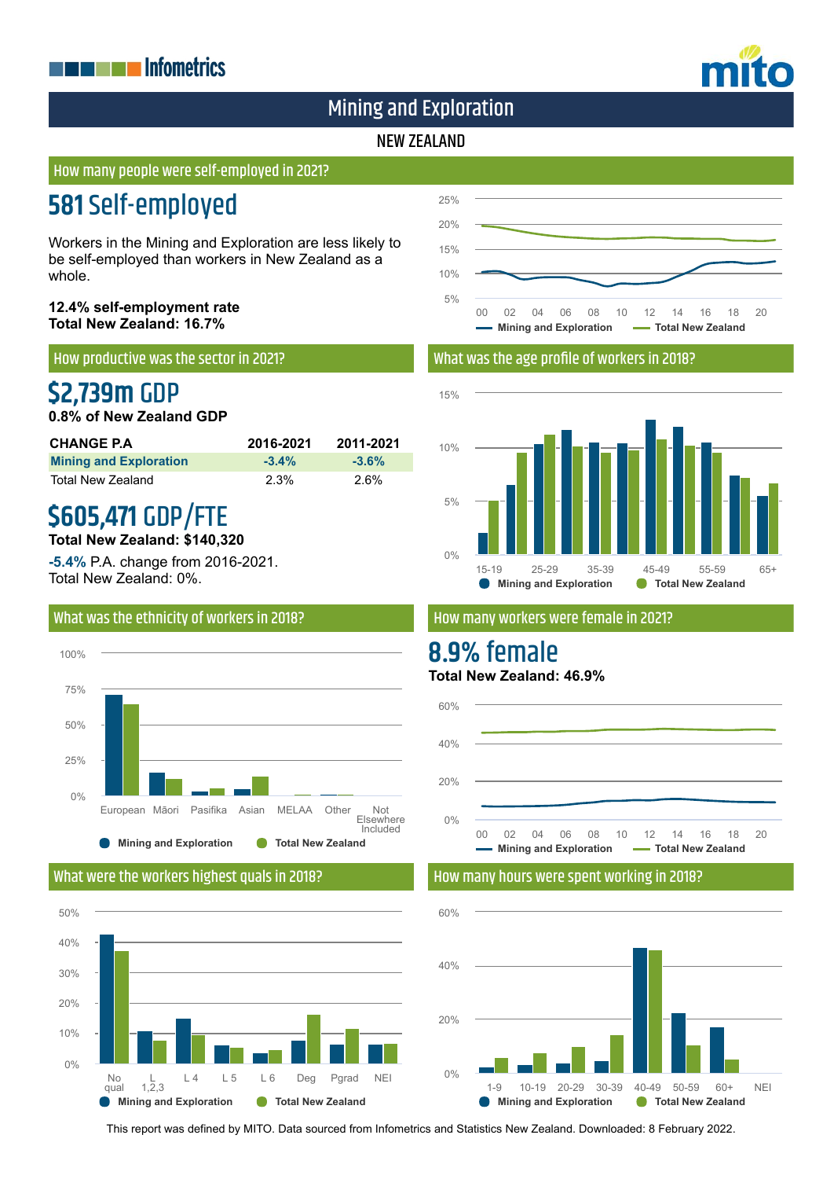# Mining and Exploration

NEW ZEALAND

## How many people were self-employed in 2021?

## 581 Self-employed

Workers in the Mining and Exploration are less likely to be self-employed than workers in New Zealand as a whole.

**12.4% self-employment rate**
**Total New Zealand: 16.7%**

25%
20%
15%
10%
5%
00 02 04 06 08 10 12 14 16 18 20
Mining and Exploration
Total New Zealand

## How productive was the sector in 2021?

## $2,739m GDP

**0.8% of New Zealand GDP**

| CHANGE P.A | 2016-2021 | 2011-2021 |
|---|---|---|
| **Mining and Exploration** | **-3.4%** | **-3.6%** |
| Total New Zealand | 2.3% | 2.6% |

## $605,471 GDP/FTE

**Total New Zealand: $140,320**

-5.4% P.A. change from 2016-2021.
Total New Zealand: 0%.

## What was the age profile of workers in 2018?

15%
10%
5%
0%
15-19 25-29 35-39 45-49 55-59 65+
Mining and Exploration
Total New Zealand

## What was the ethnicity of workers in 2018?

100%
75%
50%
25%
0%
European Māori Pasifika Asian MELAA Other Not Elsewhere Included
Mining and Exploration
Total New Zealand

## How many workers were female in 2021?

## 8.9% female

**Total New Zealand: 46.9%**

60%
40%
20%
0%
00 02 04 06 08 10 12 14 16 18 20
Mining and Exploration
Total New Zealand

## What were the workers highest quals in 2018?

50%
40%
30%
20%
10%
0%
No qual L 1,2,3 L 4 L 5 L 6 Deg Pgrad NEI
Mining and Exploration
Total New Zealand

## How many hours were spent working in 2018?

60%
40%
20%
0%
1-9 10-19 20-29 30-39 40-49 50-59 60+ NEI
Mining and Exploration
Total New Zealand

This report was defined by MITO. Data sourced from Infometrics and Statistics New Zealand. Downloaded: 8 February 2022.